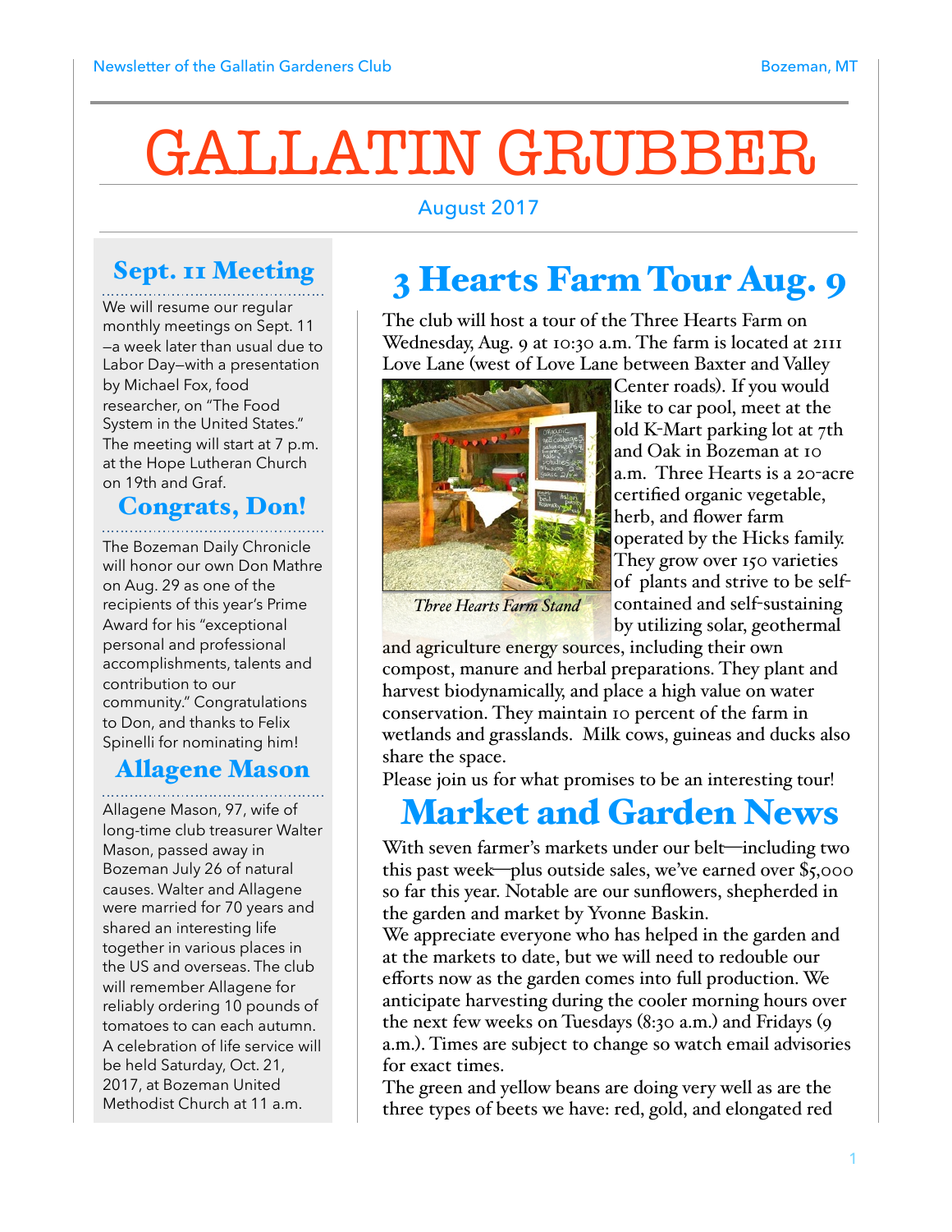# GALLATIN GRUBBER

August 2017

## Sept. 11 Meeting

We will resume our regular monthly meetings on Sept. 11—a week later than usual due to Labor Day—with a presentation by Michael Fox, food researcher, on "The Food System in the United States." The meeting will start at 7 p.m. at the Hope Lutheran Church on 19th and Graf.

## Congrats, Don!

The Bozeman Daily Chronicle will honor our own Don Mathre on Aug. 29 as one of the recipients of this year's Prime Award for his "exceptional personal and professional accomplishments, talents and contribution to our community." Congratulations to Don, and thanks to Felix Spinelli for nominating him!

## Allagene Mason

Allagene Mason, 97, wife of long-time club treasurer Walter Mason, passed away in Bozeman July 26 of natural causes. Walter and Allagene were married for 70 years and shared an interesting life together in various places in the US and overseas. The club will remember Allagene for reliably ordering 10 pounds of tomatoes to can each autumn. A celebration of life service will be held Saturday, Oct. 21, 2017, at Bozeman United Methodist Church at 11 a.m.

## 3 Hearts Farm Tour Aug. 9

The club will host a tour of the Three Hearts Farm on Wednesday, Aug. 9 at 10:30 a.m. The farm is located at 2111 Love Lane (west of Love Lane between Baxter and Valley Center roads). If you would like to car pool, meet at the old K-Mart parking lot at 7th and Oak in Bozeman at 10 a.m. Three Hearts is a 20-acre certified organic vegetable, herb, and flower farm operated by the Hicks family. They grow over 150 varieties of plants and strive to be self-contained and self-sustaining by utilizing solar, geothermal and agriculture energy sources, including their own compost, manure and herbal preparations. They plant and harvest biodynamically, and place a high value on water conservation. They maintain 10 percent of the farm in wetlands and grasslands. Milk cows, guineas and ducks also share the space.

*Three Hearts Farm Stand*

Please join us for what promises to be an interesting tour!

## Market and Garden News

With seven farmer's markets under our belt—including two this past week—plus outside sales, we've earned over $5,000 so far this year. Notable are our sunflowers, shepherded in the garden and market by Yvonne Baskin.

We appreciate everyone who has helped in the garden and at the markets to date, but we will need to redouble our efforts now as the garden comes into full production. We anticipate harvesting during the cooler morning hours over the next few weeks on Tuesdays (8:30 a.m.) and Fridays (9 a.m.). Times are subject to change so watch email advisories for exact times.

The green and yellow beans are doing very well as are the three types of beets we have: red, gold, and elongated red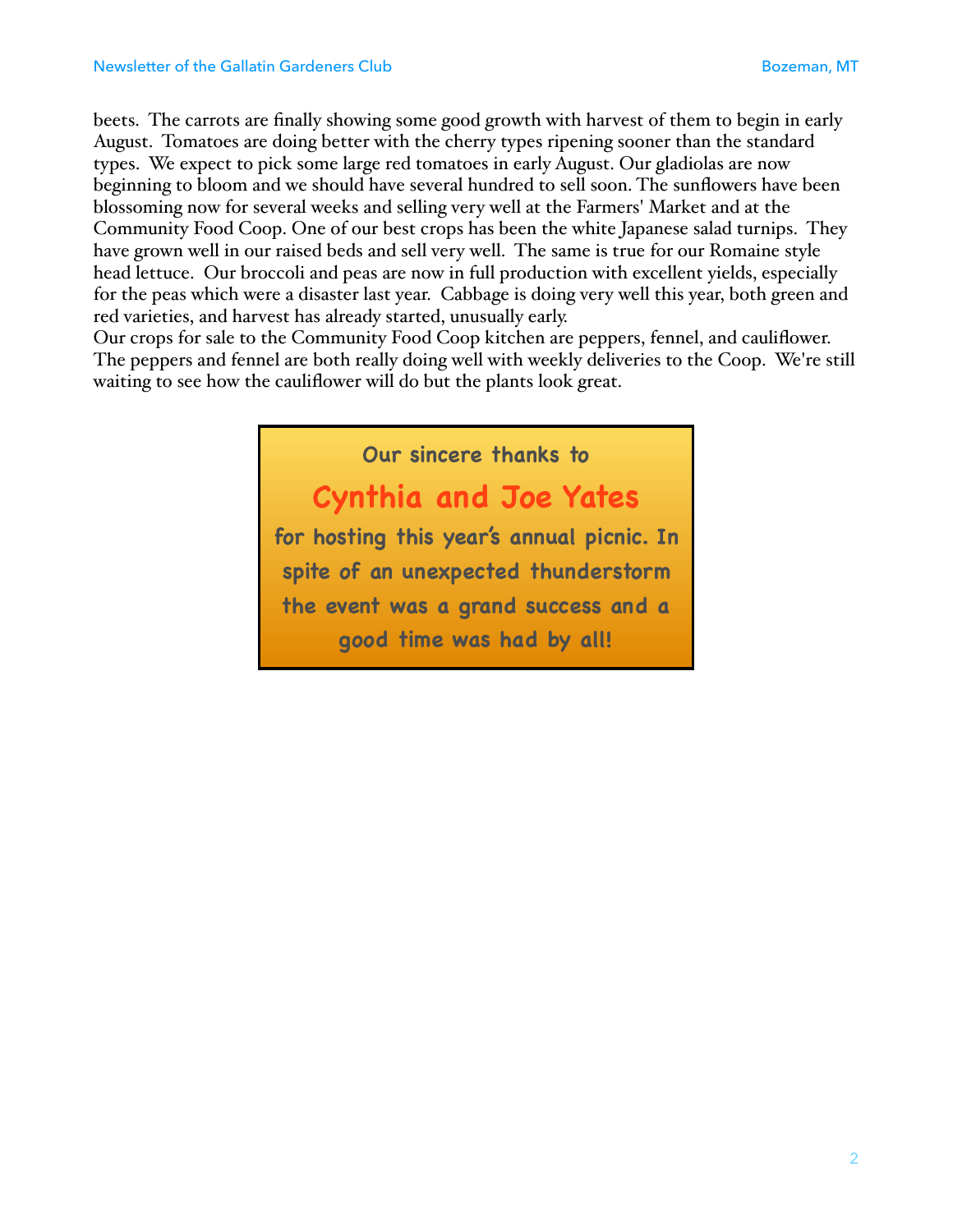beets. The carrots are finally showing some good growth with harvest of them to begin in early August. Tomatoes are doing better with the cherry types ripening sooner than the standard types. We expect to pick some large red tomatoes in early August. Our gladiolas are now beginning to bloom and we should have several hundred to sell soon. The sunflowers have been blossoming now for several weeks and selling very well at the Farmers' Market and at the Community Food Coop. One of our best crops has been the white Japanese salad turnips. They have grown well in our raised beds and sell very well. The same is true for our Romaine style head lettuce. Our broccoli and peas are now in full production with excellent yields, especially for the peas which were a disaster last year. Cabbage is doing very well this year, both green and red varieties, and harvest has already started, unusually early.

Our crops for sale to the Community Food Coop kitchen are peppers, fennel, and cauliflower. The peppers and fennel are both really doing well with weekly deliveries to the Coop. We're still waiting to see how the cauliflower will do but the plants look great.

**Our sincere thanks to**

**Cynthia and Joe Yates**

**for hosting this year's annual picnic. In spite of an unexpected thunderstorm the event was a grand success and a good time was had by all!**